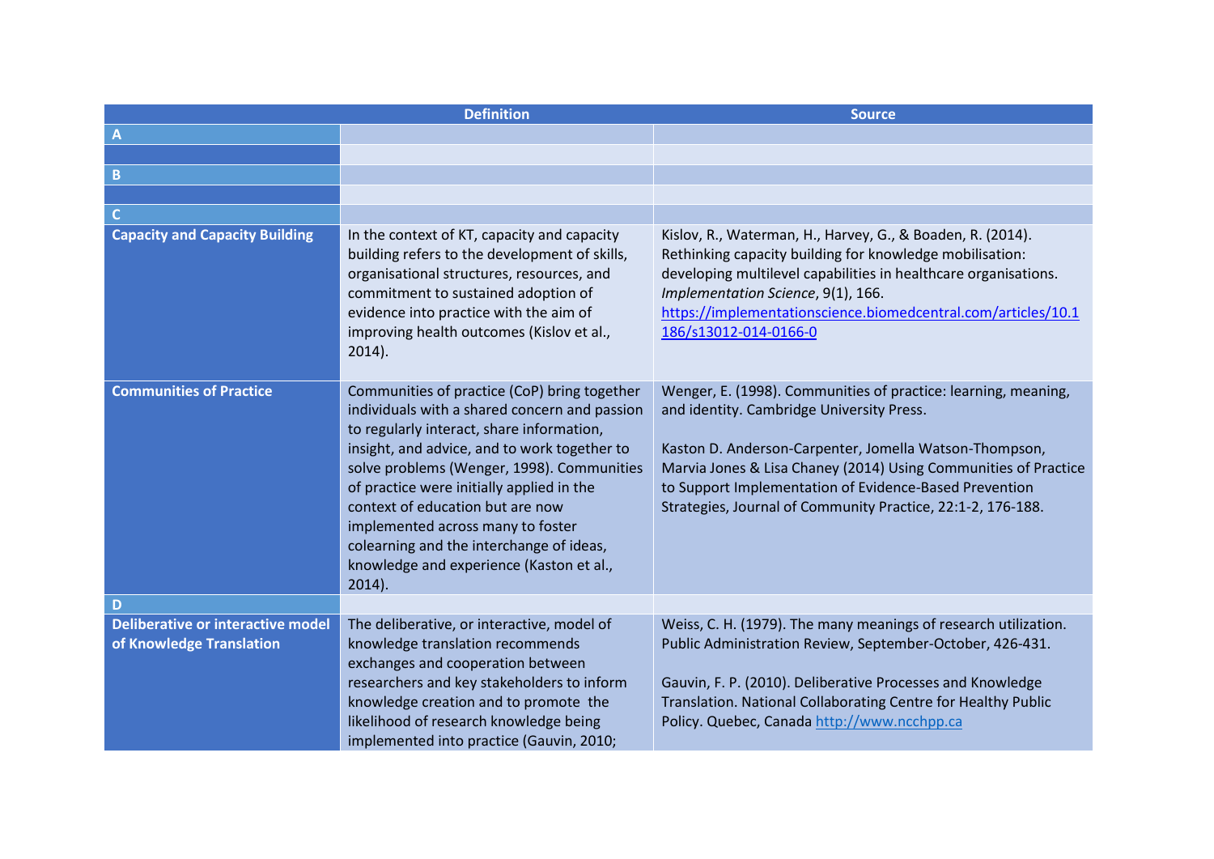| | Definition | Source |
|---|---|---|
| **A** | | |
| | | |
| **B** | | |
| | | |
| **C** | | |
| **Capacity and Capacity Building** | In the context of KT, capacity and capacity building refers to the development of skills, organisational structures, resources, and commitment to sustained adoption of evidence into practice with the aim of improving health outcomes (Kislov et al., 2014). | Kislov, R., Waterman, H., Harvey, G., & Boaden, R. (2014). Rethinking capacity building for knowledge mobilisation: developing multilevel capabilities in healthcare organisations. *Implementation Science*, 9(1), 166. https://implementationscience.biomedcentral.com/articles/10.1186/s13012-014-0166-0 |
| **Communities of Practice** | Communities of practice (CoP) bring together individuals with a shared concern and passion to regularly interact, share information, insight, and advice, and to work together to solve problems (Wenger, 1998). Communities of practice were initially applied in the context of education but are now implemented across many to foster colearning and the interchange of ideas, knowledge and experience (Kaston et al., 2014). | Wenger, E. (1998). Communities of practice: learning, meaning, and identity. Cambridge University Press.<br><br>Kaston D. Anderson-Carpenter, Jomella Watson-Thompson, Marvia Jones & Lisa Chaney (2014) Using Communities of Practice to Support Implementation of Evidence-Based Prevention Strategies, Journal of Community Practice, 22:1-2, 176-188. |
| **D** | | |
| **Deliberative or interactive model of Knowledge Translation** | The deliberative, or interactive, model of knowledge translation recommends exchanges and cooperation between researchers and key stakeholders to inform knowledge creation and to promote the likelihood of research knowledge being implemented into practice (Gauvin, 2010; | Weiss, C. H. (1979). The many meanings of research utilization. Public Administration Review, September-October, 426-431.<br><br>Gauvin, F. P. (2010). Deliberative Processes and Knowledge Translation. National Collaborating Centre for Healthy Public Policy. Quebec, Canada http://www.ncchpp.ca |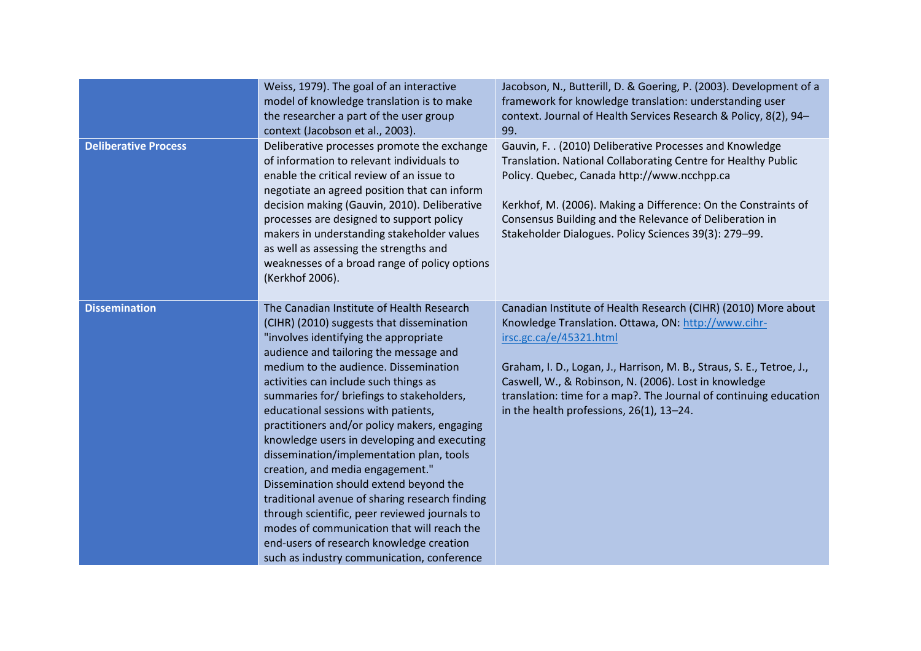| | | |
|---|---|---|
| | Weiss, 1979). The goal of an interactive model of knowledge translation is to make the researcher a part of the user group context (Jacobson et al., 2003). | Jacobson, N., Butterill, D. & Goering, P. (2003). Development of a framework for knowledge translation: understanding user context. Journal of Health Services Research & Policy, 8(2), 94–99. |
| **Deliberative Process** | Deliberative processes promote the exchange of information to relevant individuals to enable the critical review of an issue to negotiate an agreed position that can inform decision making (Gauvin, 2010). Deliberative processes are designed to support policy makers in understanding stakeholder values as well as assessing the strengths and weaknesses of a broad range of policy options (Kerkhof 2006). | Gauvin, F. . (2010) Deliberative Processes and Knowledge Translation. National Collaborating Centre for Healthy Public Policy. Quebec, Canada http://www.ncchpp.ca<br><br>Kerkhof, M. (2006). Making a Difference: On the Constraints of Consensus Building and the Relevance of Deliberation in Stakeholder Dialogues. Policy Sciences 39(3): 279–99. |
| **Dissemination** | The Canadian Institute of Health Research (CIHR) (2010) suggests that dissemination "involves identifying the appropriate audience and tailoring the message and medium to the audience. Dissemination activities can include such things as summaries for/ briefings to stakeholders, educational sessions with patients, practitioners and/or policy makers, engaging knowledge users in developing and executing dissemination/implementation plan, tools creation, and media engagement." Dissemination should extend beyond the traditional avenue of sharing research finding through scientific, peer reviewed journals to modes of communication that will reach the end-users of research knowledge creation such as industry communication, conference | Canadian Institute of Health Research (CIHR) (2010) More about Knowledge Translation. Ottawa, ON: http://www.cihr-irsc.gc.ca/e/45321.html<br><br>Graham, I. D., Logan, J., Harrison, M. B., Straus, S. E., Tetroe, J., Caswell, W., & Robinson, N. (2006). Lost in knowledge translation: time for a map?. The Journal of continuing education in the health professions, 26(1), 13–24. |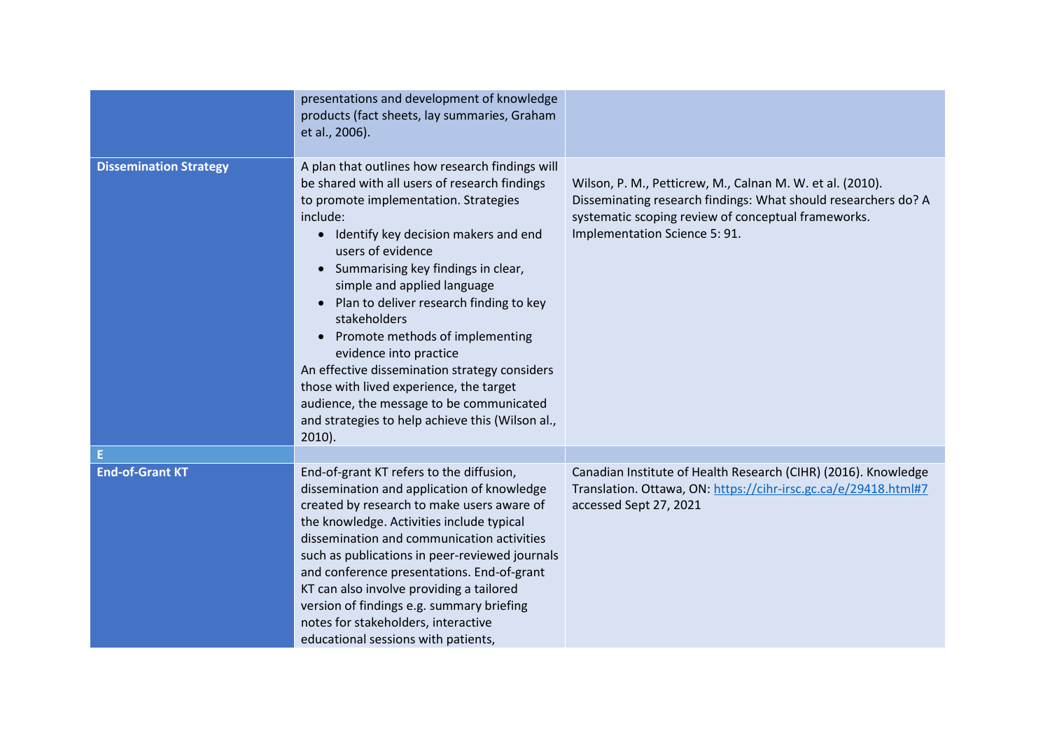| | | |
|---|---|---|
| | presentations and development of knowledge products (fact sheets, lay summaries, Graham et al., 2006). | |
| **Dissemination Strategy** | A plan that outlines how research findings will be shared with all users of research findings to promote implementation. Strategies include:<br>• Identify key decision makers and end users of evidence<br>• Summarising key findings in clear, simple and applied language<br>• Plan to deliver research finding to key stakeholders<br>• Promote methods of implementing evidence into practice<br>An effective dissemination strategy considers those with lived experience, the target audience, the message to be communicated and strategies to help achieve this (Wilson al., 2010). | Wilson, P. M., Petticrew, M., Calnan M. W. et al. (2010). Disseminating research findings: What should researchers do? A systematic scoping review of conceptual frameworks. Implementation Science 5: 91. |
| **E** | | |
| **End-of-Grant KT** | End-of-grant KT refers to the diffusion, dissemination and application of knowledge created by research to make users aware of the knowledge. Activities include typical dissemination and communication activities such as publications in peer-reviewed journals and conference presentations. End-of-grant KT can also involve providing a tailored version of findings e.g. summary briefing notes for stakeholders, interactive educational sessions with patients, | Canadian Institute of Health Research (CIHR) (2016). Knowledge Translation. Ottawa, ON: https://cihr-irsc.gc.ca/e/29418.html#7 accessed Sept 27, 2021 |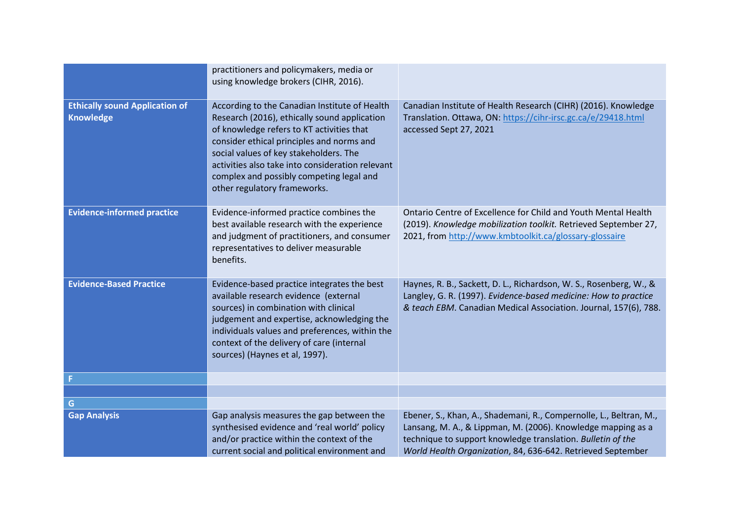| | | |
|---|---|---|
| | practitioners and policymakers, media or using knowledge brokers (CIHR, 2016). | |
| **Ethically sound Application of Knowledge** | According to the Canadian Institute of Health Research (2016), ethically sound application of knowledge refers to KT activities that consider ethical principles and norms and social values of key stakeholders. The activities also take into consideration relevant complex and possibly competing legal and other regulatory frameworks. | Canadian Institute of Health Research (CIHR) (2016). Knowledge Translation. Ottawa, ON: https://cihr-irsc.gc.ca/e/29418.html accessed Sept 27, 2021 |
| **Evidence-informed practice** | Evidence-informed practice combines the best available research with the experience and judgment of practitioners, and consumer representatives to deliver measurable benefits. | Ontario Centre of Excellence for Child and Youth Mental Health (2019). *Knowledge mobilization toolkit.* Retrieved September 27, 2021, from http://www.kmbtoolkit.ca/glossary-glossaire |
| **Evidence-Based Practice** | Evidence-based practice integrates the best available research evidence (external sources) in combination with clinical judgement and expertise, acknowledging the individuals values and preferences, within the context of the delivery of care (internal sources) (Haynes et al, 1997). | Haynes, R. B., Sackett, D. L., Richardson, W. S., Rosenberg, W., & Langley, G. R. (1997). *Evidence-based medicine: How to practice & teach EBM*. Canadian Medical Association. Journal, 157(6), 788. |
| **F** | | |
| | | |
| **G** | | |
| **Gap Analysis** | Gap analysis measures the gap between the synthesised evidence and 'real world' policy and/or practice within the context of the current social and political environment and | Ebener, S., Khan, A., Shademani, R., Compernolle, L., Beltran, M., Lansang, M. A., & Lippman, M. (2006). Knowledge mapping as a technique to support knowledge translation. *Bulletin of the World Health Organization*, 84, 636-642. Retrieved September |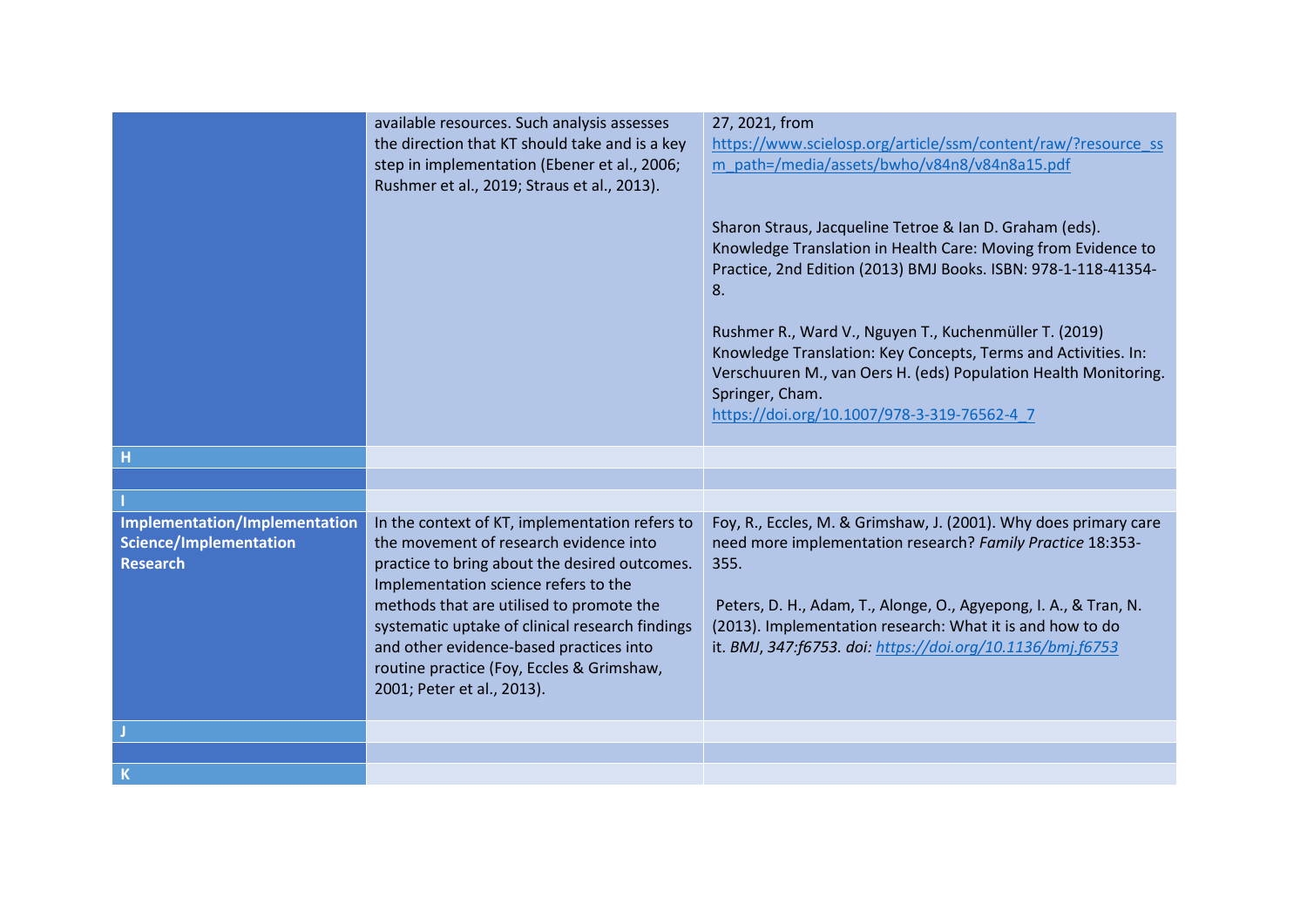| | | |
|---|---|---|
| | available resources. Such analysis assesses the direction that KT should take and is a key step in implementation (Ebener et al., 2006; Rushmer et al., 2019; Straus et al., 2013). | 27, 2021, from https://www.scielosp.org/article/ssm/content/raw/?resource_ssm_path=/media/assets/bwho/v84n8/v84n8a15.pdf<br><br>Sharon Straus, Jacqueline Tetroe & Ian D. Graham (eds). Knowledge Translation in Health Care: Moving from Evidence to Practice, 2nd Edition (2013) BMJ Books. ISBN: 978-1-118-41354-8.<br><br>Rushmer R., Ward V., Nguyen T., Kuchenmüller T. (2019) Knowledge Translation: Key Concepts, Terms and Activities. In: Verschuuren M., van Oers H. (eds) Population Health Monitoring. Springer, Cham. https://doi.org/10.1007/978-3-319-76562-4_7 |
| **H** | | |
| | | |
| **I** | | |
| **Implementation/Implementation Science/Implementation Research** | In the context of KT, implementation refers to the movement of research evidence into practice to bring about the desired outcomes. Implementation science refers to the methods that are utilised to promote the systematic uptake of clinical research findings and other evidence-based practices into routine practice (Foy, Eccles & Grimshaw, 2001; Peter et al., 2013). | Foy, R., Eccles, M. & Grimshaw, J. (2001). Why does primary care need more implementation research? *Family Practice* 18:353-355.<br><br>Peters, D. H., Adam, T., Alonge, O., Agyepong, I. A., & Tran, N. (2013). Implementation research: What it is and how to do it. *BMJ*, *347:f6753. doi: https://doi.org/10.1136/bmj.f6753* |
| **J** | | |
| | | |
| **K** | | |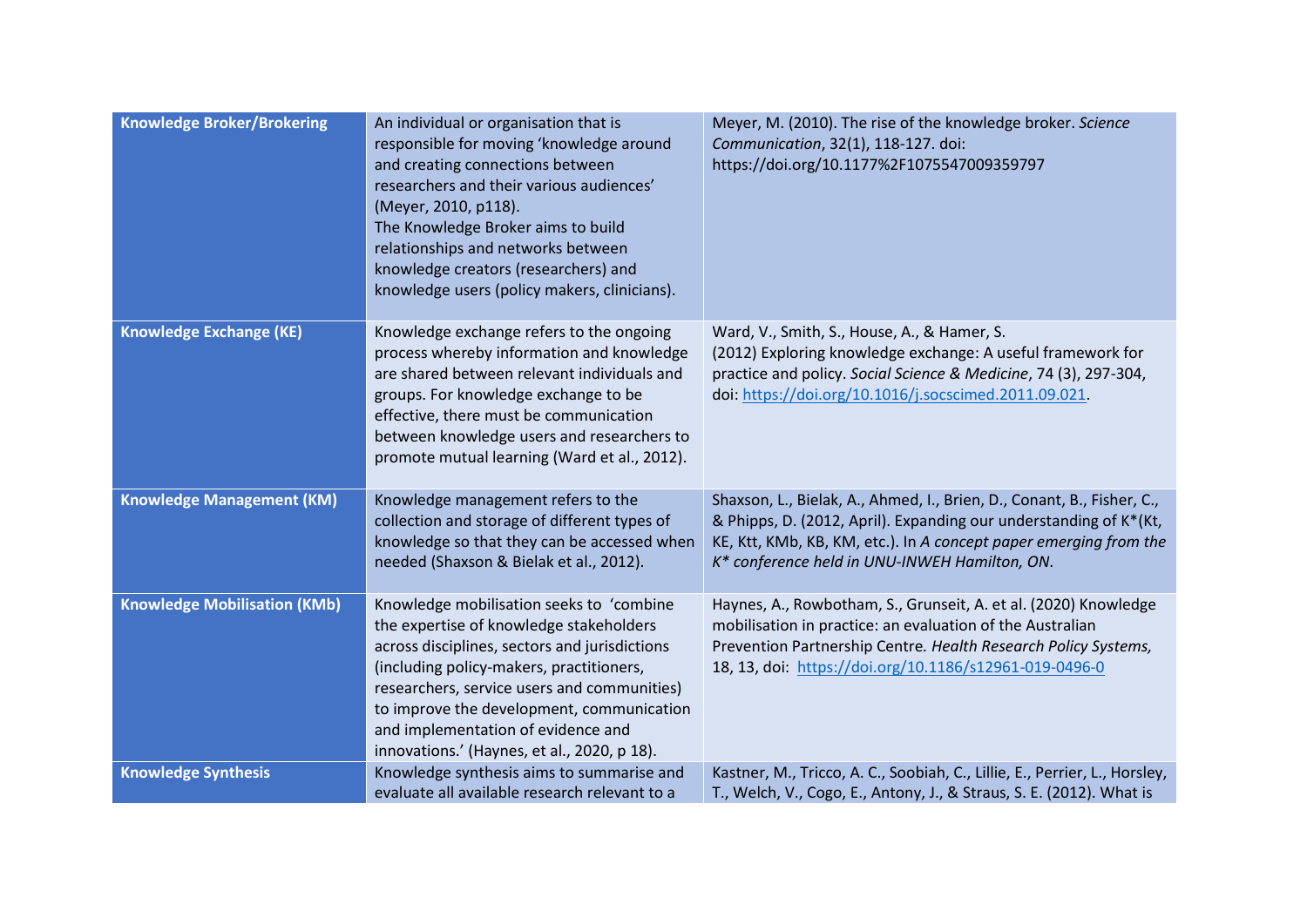| | | |
|---|---|---|
| **Knowledge Broker/Brokering** | An individual or organisation that is responsible for moving 'knowledge around and creating connections between researchers and their various audiences' (Meyer, 2010, p118).<br>The Knowledge Broker aims to build relationships and networks between knowledge creators (researchers) and knowledge users (policy makers, clinicians). | Meyer, M. (2010). The rise of the knowledge broker. *Science Communication*, 32(1), 118-127. doi: https://doi.org/10.1177%2F1075547009359797 |
| **Knowledge Exchange (KE)** | Knowledge exchange refers to the ongoing process whereby information and knowledge are shared between relevant individuals and groups. For knowledge exchange to be effective, there must be communication between knowledge users and researchers to promote mutual learning (Ward et al., 2012). | Ward, V., Smith, S., House, A., & Hamer, S. (2012) Exploring knowledge exchange: A useful framework for practice and policy. *Social Science & Medicine*, 74 (3), 297-304, doi: https://doi.org/10.1016/j.socscimed.2011.09.021. |
| **Knowledge Management (KM)** | Knowledge management refers to the collection and storage of different types of knowledge so that they can be accessed when needed (Shaxson & Bielak et al., 2012). | Shaxson, L., Bielak, A., Ahmed, I., Brien, D., Conant, B., Fisher, C., & Phipps, D. (2012, April). Expanding our understanding of K*(Kt, KE, Ktt, KMb, KB, KM, etc.). In *A concept paper emerging from the K* conference held in UNU-INWEH Hamilton, ON*. |
| **Knowledge Mobilisation (KMb)** | Knowledge mobilisation seeks to 'combine the expertise of knowledge stakeholders across disciplines, sectors and jurisdictions (including policy-makers, practitioners, researchers, service users and communities) to improve the development, communication and implementation of evidence and innovations.' (Haynes, et al., 2020, p 18). | Haynes, A., Rowbotham, S., Grunseit, A. et al. (2020) Knowledge mobilisation in practice: an evaluation of the Australian Prevention Partnership Centre. *Health Research Policy Systems,* 18, 13, doi: https://doi.org/10.1186/s12961-019-0496-0 |
| **Knowledge Synthesis** | Knowledge synthesis aims to summarise and evaluate all available research relevant to a | Kastner, M., Tricco, A. C., Soobiah, C., Lillie, E., Perrier, L., Horsley, T., Welch, V., Cogo, E., Antony, J., & Straus, S. E. (2012). What is |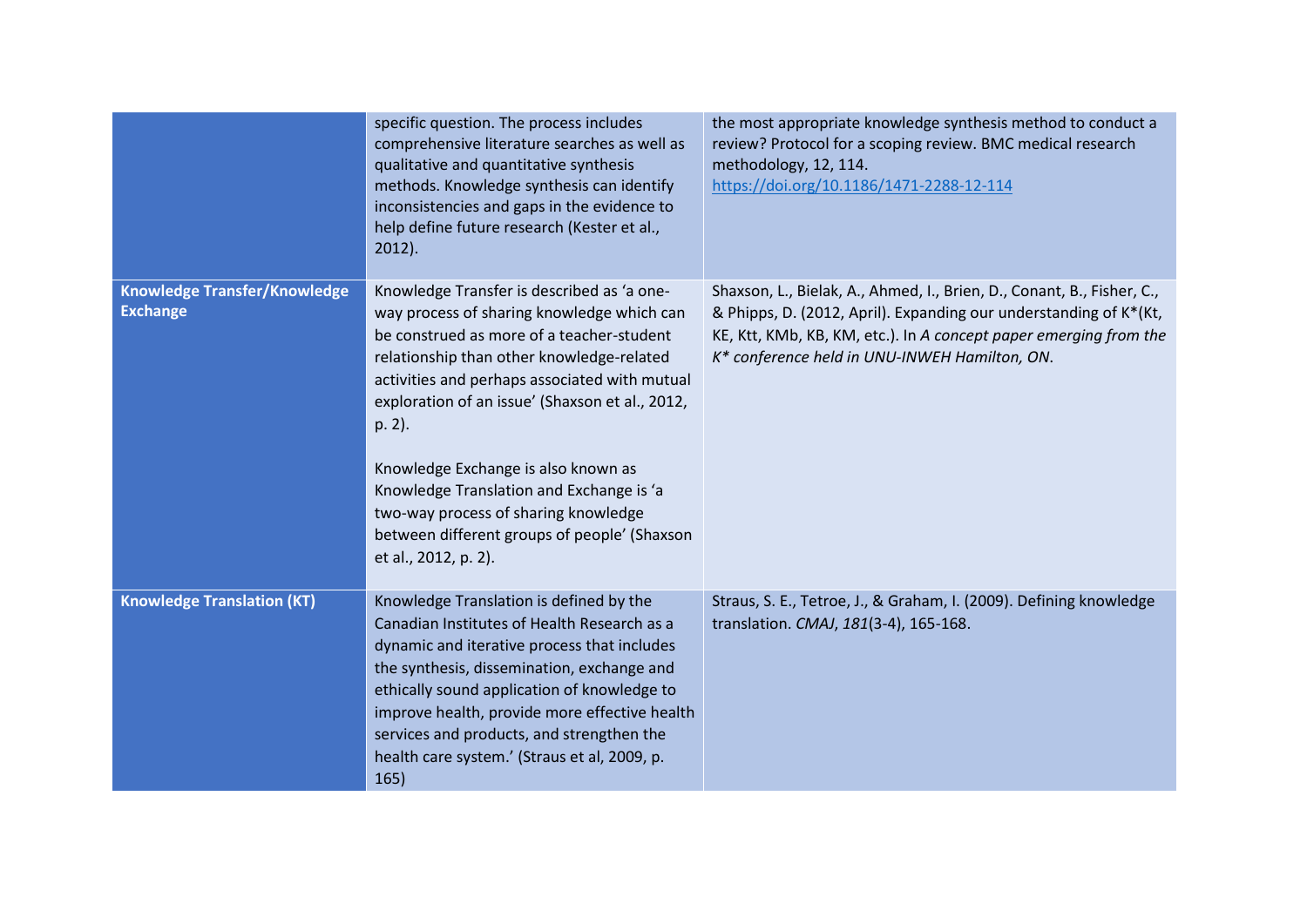| | | |
|---|---|---|
| | specific question. The process includes comprehensive literature searches as well as qualitative and quantitative synthesis methods. Knowledge synthesis can identify inconsistencies and gaps in the evidence to help define future research (Kester et al., 2012). | the most appropriate knowledge synthesis method to conduct a review? Protocol for a scoping review. BMC medical research methodology, 12, 114. https://doi.org/10.1186/1471-2288-12-114 |
| **Knowledge Transfer/Knowledge Exchange** | Knowledge Transfer is described as 'a one-way process of sharing knowledge which can be construed as more of a teacher-student relationship than other knowledge-related activities and perhaps associated with mutual exploration of an issue' (Shaxson et al., 2012, p. 2).<br><br>Knowledge Exchange is also known as Knowledge Translation and Exchange is 'a two-way process of sharing knowledge between different groups of people' (Shaxson et al., 2012, p. 2). | Shaxson, L., Bielak, A., Ahmed, I., Brien, D., Conant, B., Fisher, C., & Phipps, D. (2012, April). Expanding our understanding of K*(Kt, KE, Ktt, KMb, KB, KM, etc.). In *A concept paper emerging from the K* conference held in UNU-INWEH Hamilton, ON*. |
| **Knowledge Translation (KT)** | Knowledge Translation is defined by the Canadian Institutes of Health Research as a dynamic and iterative process that includes the synthesis, dissemination, exchange and ethically sound application of knowledge to improve health, provide more effective health services and products, and strengthen the health care system.' (Straus et al, 2009, p. 165) | Straus, S. E., Tetroe, J., & Graham, I. (2009). Defining knowledge translation. *CMAJ*, *181*(3-4), 165-168. |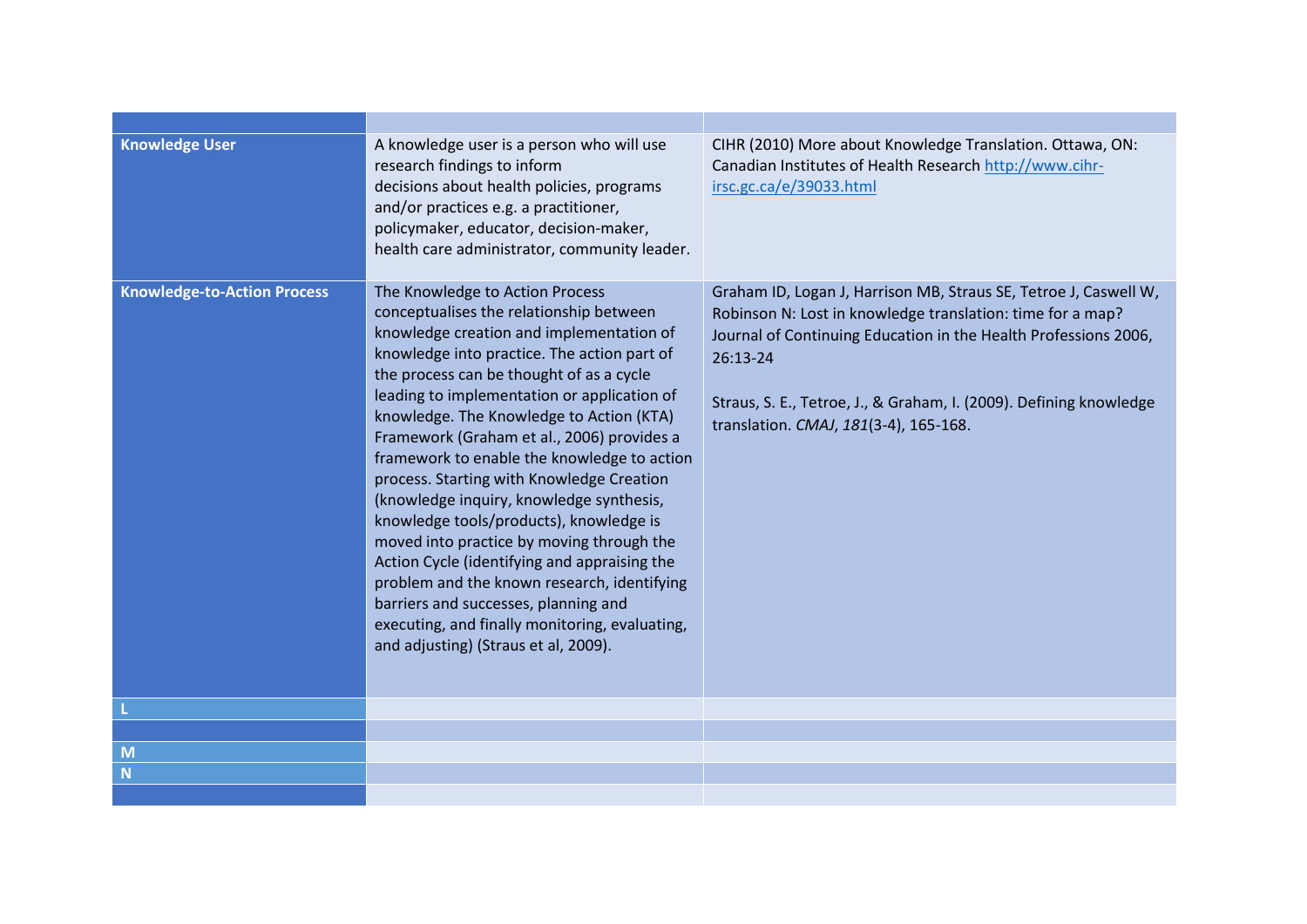| | | |
|---|---|---|
| **Knowledge User** | A knowledge user is a person who will use research findings to inform decisions about health policies, programs and/or practices e.g. a practitioner, policymaker, educator, decision-maker, health care administrator, community leader. | CIHR (2010) More about Knowledge Translation. Ottawa, ON: Canadian Institutes of Health Research http://www.cihr-irsc.gc.ca/e/39033.html |
| **Knowledge-to-Action Process** | The Knowledge to Action Process conceptualises the relationship between knowledge creation and implementation of knowledge into practice. The action part of the process can be thought of as a cycle leading to implementation or application of knowledge. The Knowledge to Action (KTA) Framework (Graham et al., 2006) provides a framework to enable the knowledge to action process. Starting with Knowledge Creation (knowledge inquiry, knowledge synthesis, knowledge tools/products), knowledge is moved into practice by moving through the Action Cycle (identifying and appraising the problem and the known research, identifying barriers and successes, planning and executing, and finally monitoring, evaluating, and adjusting) (Straus et al, 2009). | Graham ID, Logan J, Harrison MB, Straus SE, Tetroe J, Caswell W, Robinson N: Lost in knowledge translation: time for a map? Journal of Continuing Education in the Health Professions 2006, 26:13-24<br><br>Straus, S. E., Tetroe, J., & Graham, I. (2009). Defining knowledge translation. *CMAJ*, *181*(3-4), 165-168. |
| **L** | | |
| | | |
| **M** | | |
| **N** | | |
| | | |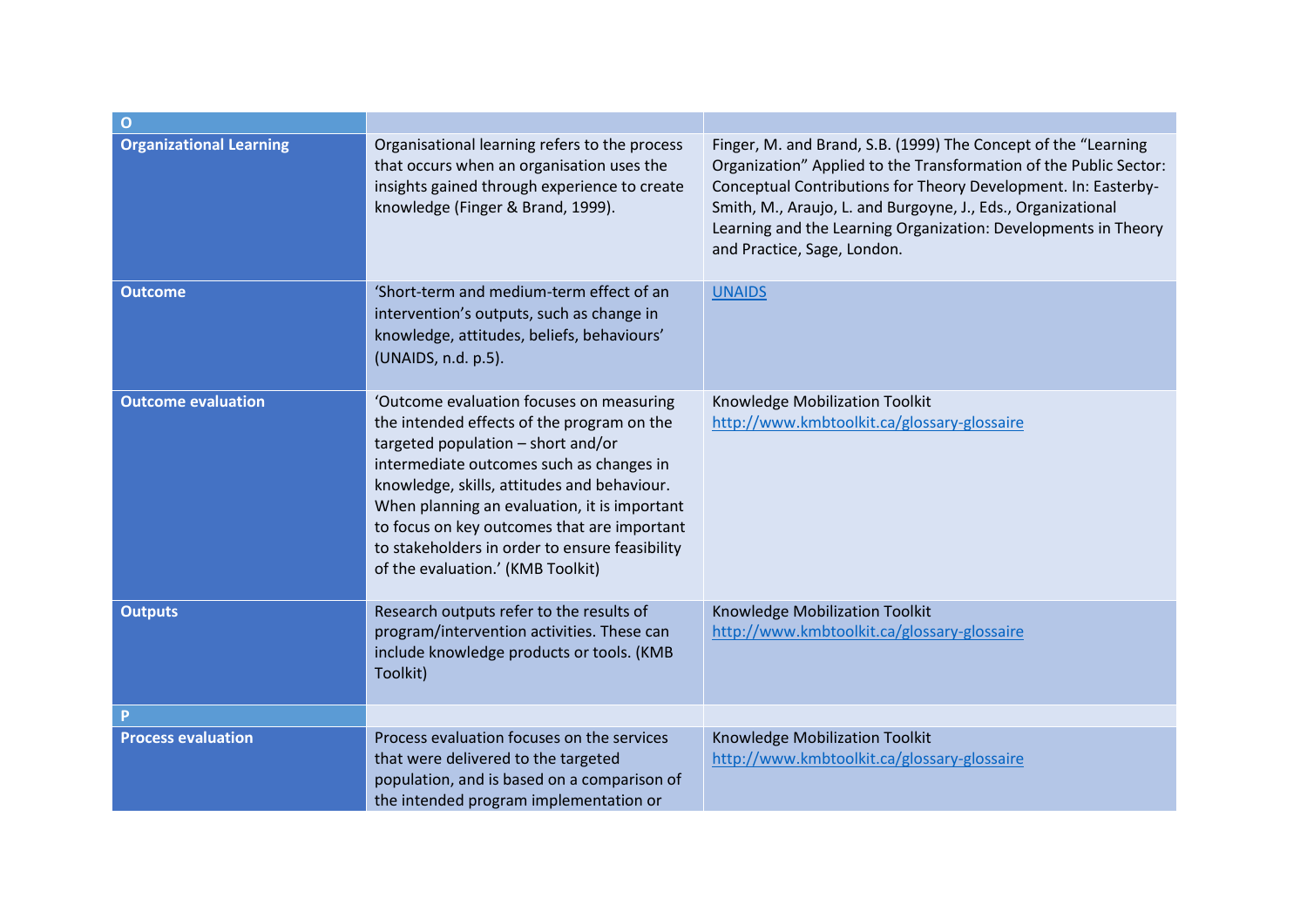| O | | |
|---|---|---|
| **Organizational Learning** | Organisational learning refers to the process that occurs when an organisation uses the insights gained through experience to create knowledge (Finger & Brand, 1999). | Finger, M. and Brand, S.B. (1999) The Concept of the "Learning Organization" Applied to the Transformation of the Public Sector: Conceptual Contributions for Theory Development. In: Easterby-Smith, M., Araujo, L. and Burgoyne, J., Eds., Organizational Learning and the Learning Organization: Developments in Theory and Practice, Sage, London. |
| **Outcome** | 'Short-term and medium-term effect of an intervention's outputs, such as change in knowledge, attitudes, beliefs, behaviours' (UNAIDS, n.d. p.5). | UNAIDS |
| **Outcome evaluation** | 'Outcome evaluation focuses on measuring the intended effects of the program on the targeted population – short and/or intermediate outcomes such as changes in knowledge, skills, attitudes and behaviour. When planning an evaluation, it is important to focus on key outcomes that are important to stakeholders in order to ensure feasibility of the evaluation.' (KMB Toolkit) | Knowledge Mobilization Toolkit http://www.kmbtoolkit.ca/glossary-glossaire |
| **Outputs** | Research outputs refer to the results of program/intervention activities. These can include knowledge products or tools. (KMB Toolkit) | Knowledge Mobilization Toolkit http://www.kmbtoolkit.ca/glossary-glossaire |
| **P** | | |
| **Process evaluation** | Process evaluation focuses on the services that were delivered to the targeted population, and is based on a comparison of the intended program implementation or | Knowledge Mobilization Toolkit http://www.kmbtoolkit.ca/glossary-glossaire |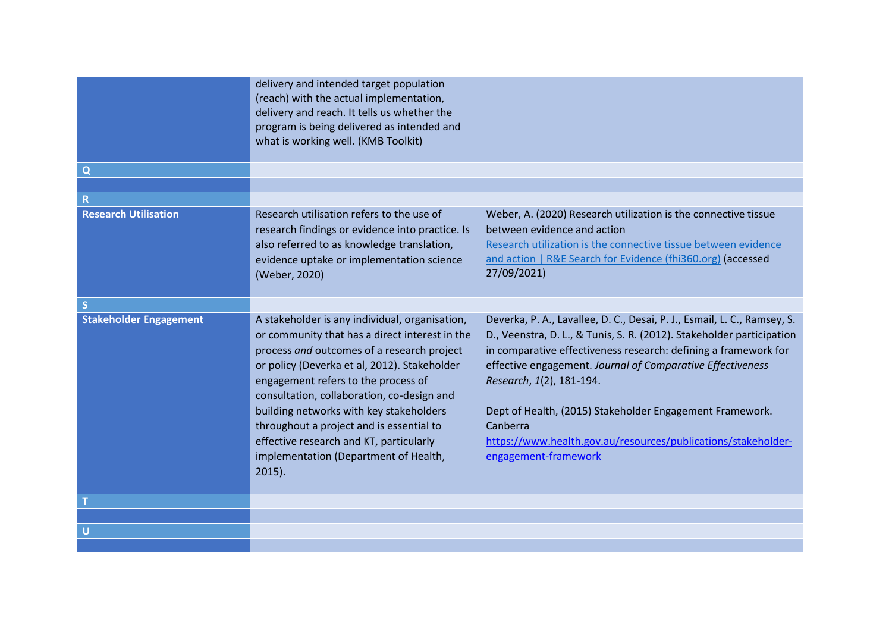| | | |
|---|---|---|
| | delivery and intended target population (reach) with the actual implementation, delivery and reach. It tells us whether the program is being delivered as intended and what is working well. (KMB Toolkit) | |
| **Q** | | |
| | | |
| **R** | | |
| **Research Utilisation** | Research utilisation refers to the use of research findings or evidence into practice. Is also referred to as knowledge translation, evidence uptake or implementation science (Weber, 2020) | Weber, A. (2020) Research utilization is the connective tissue between evidence and action [Research utilization is the connective tissue between evidence and action \| R&E Search for Evidence (fhi360.org)]() (accessed 27/09/2021) |
| **S** | | |
| **Stakeholder Engagement** | A stakeholder is any individual, organisation, or community that has a direct interest in the process *and* outcomes of a research project or policy (Deverka et al, 2012). Stakeholder engagement refers to the process of consultation, collaboration, co-design and building networks with key stakeholders throughout a project and is essential to effective research and KT, particularly implementation (Department of Health, 2015). | Deverka, P. A., Lavallee, D. C., Desai, P. J., Esmail, L. C., Ramsey, S. D., Veenstra, D. L., & Tunis, S. R. (2012). Stakeholder participation in comparative effectiveness research: defining a framework for effective engagement. *Journal of Comparative Effectiveness Research*, *1*(2), 181-194.<br><br>Dept of Health, (2015) Stakeholder Engagement Framework. Canberra https://www.health.gov.au/resources/publications/stakeholder-engagement-framework |
| **T** | | |
| | | |
| **U** | | |
| | | |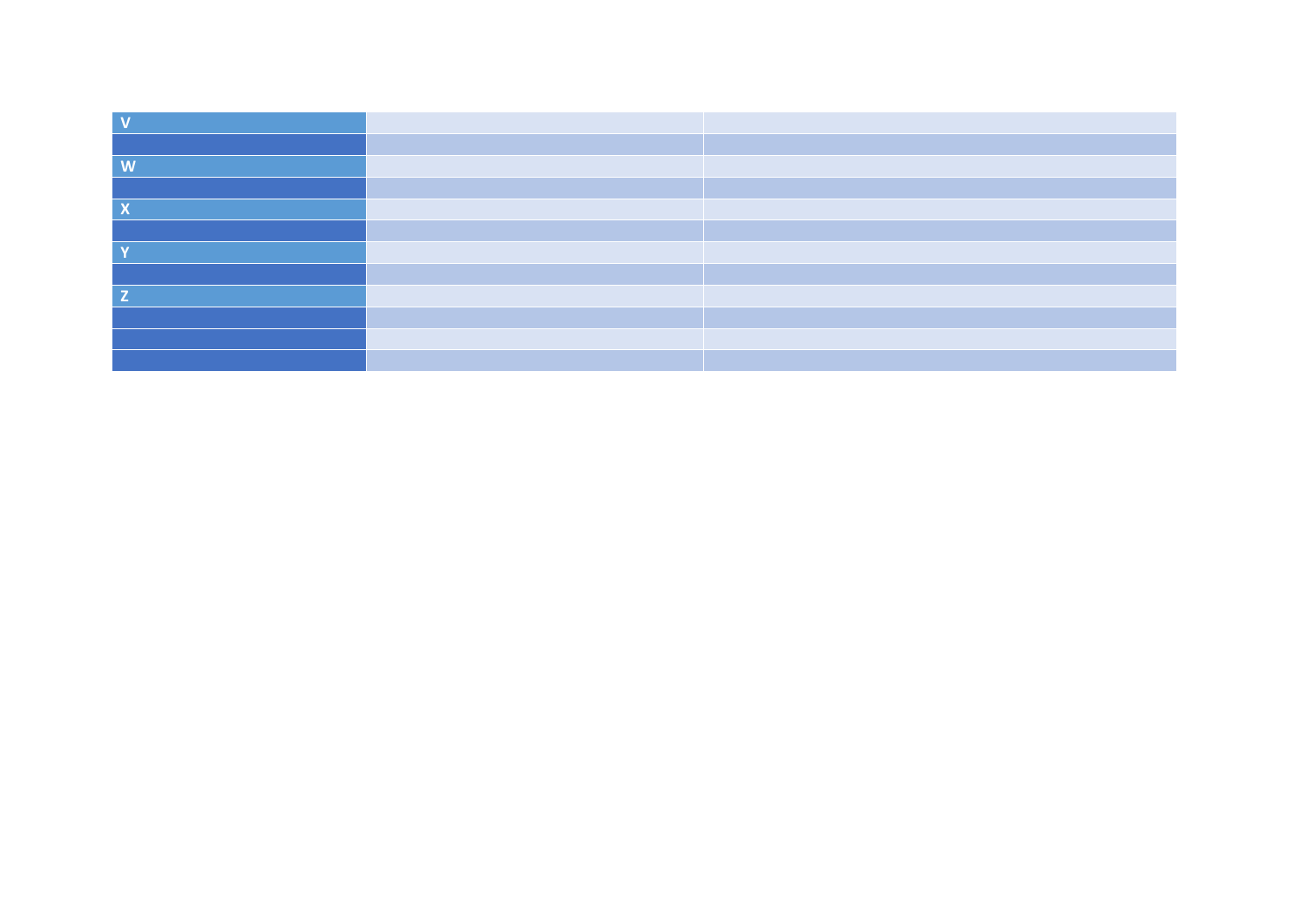| | | |
|---|---|---|
| V | | |
| | | |
| W | | |
| | | |
| X | | |
| | | |
| Y | | |
| | | |
| Z | | |
| | | |
| | | |
| | | |